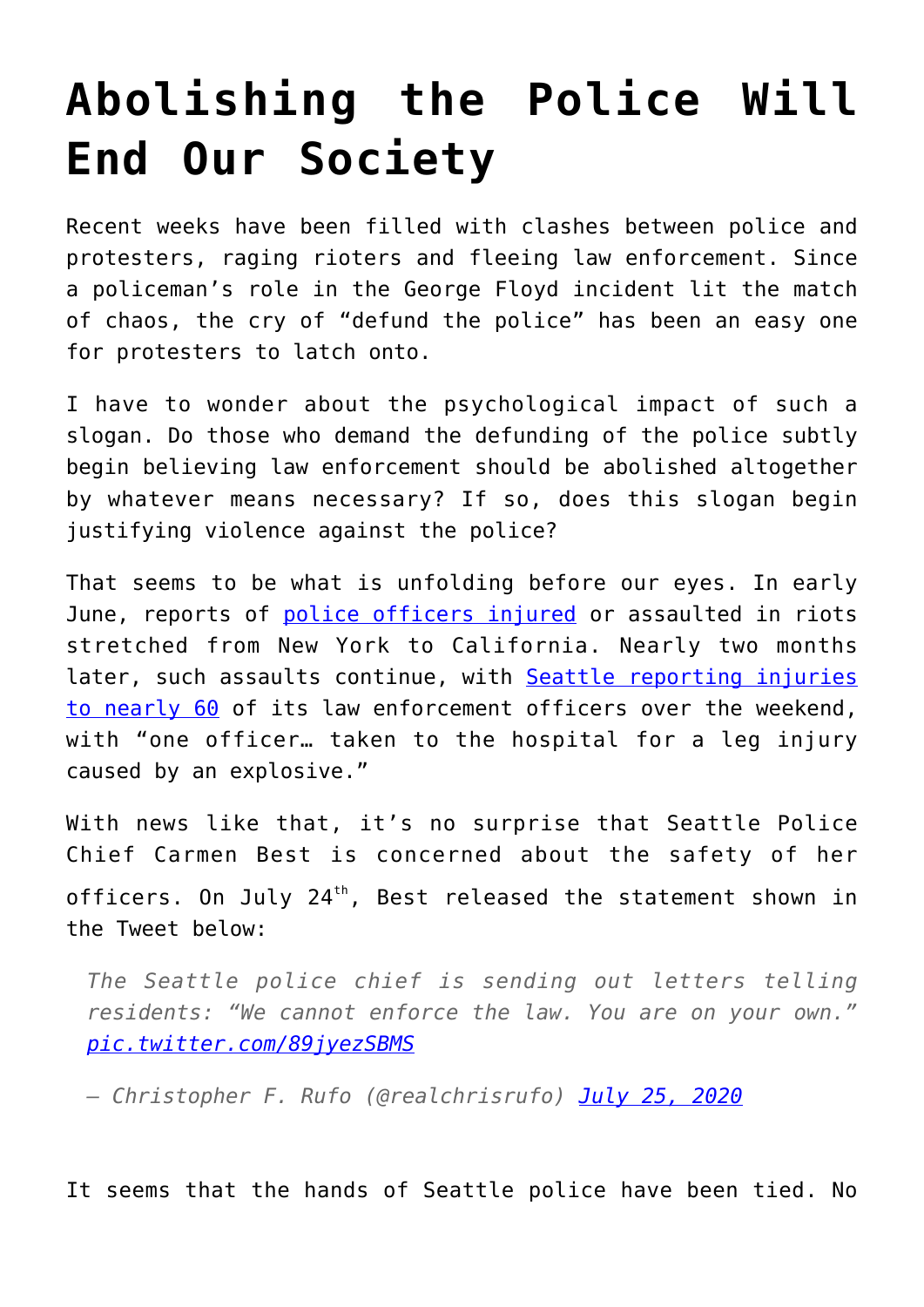# Abolishing the Police Will End Our Society

Recent weeks have been filled with clashes between police and protesters, raging rioters and fleeing law enforcement. Since a policeman's role in the George Floyd incident lit the match of chaos, the cry of "defund the police" has been an easy one for protesters to latch onto.

I have to wonder about the psychological impact of such a slogan. Do those who demand the defunding of the police subtly begin believing law enforcement should be abolished altogether by whatever means necessary? If so, does this slogan begin justifying violence against the police?

That seems to be what is unfolding before our eyes. In early June, reports of police officers injured or assaulted in riots stretched from New York to California. Nearly two months later, such assaults continue, with Seattle reporting injuries to nearly 60 of its law enforcement officers over the weekend, with "one officer… taken to the hospital for a leg injury caused by an explosive."

With news like that, it's no surprise that Seattle Police Chief Carmen Best is concerned about the safety of her officers. On July 24th, Best released the statement shown in the Tweet below:

> *The Seattle police chief is sending out letters telling residents: "We cannot enforce the law. You are on your own." pic.twitter.com/89jyezSBMS*
>
> *— Christopher F. Rufo (@realchrisrufo) July 25, 2020*

It seems that the hands of Seattle police have been tied. No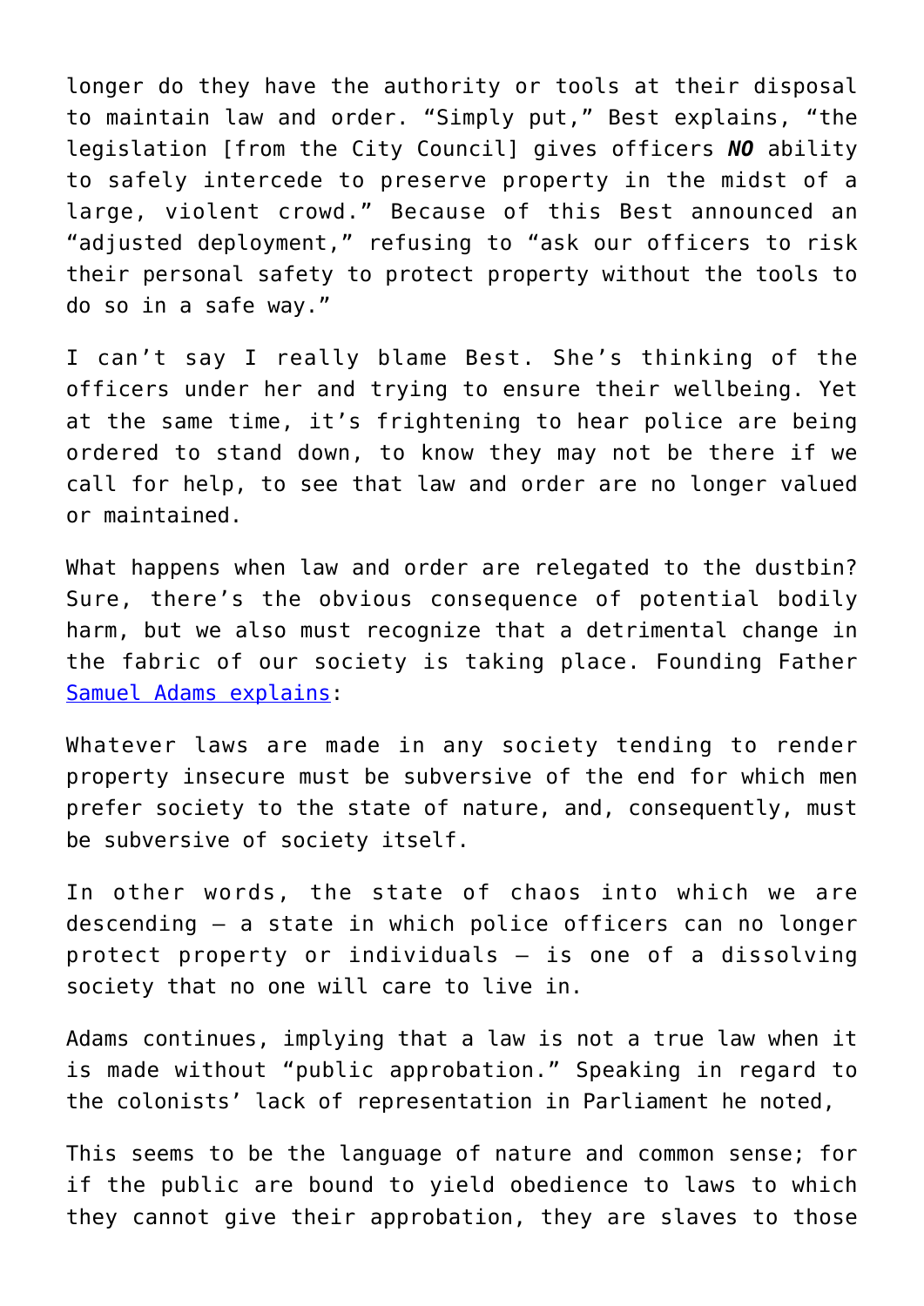longer do they have the authority or tools at their disposal to maintain law and order. "Simply put," Best explains, "the legislation [from the City Council] gives officers ***NO*** ability to safely intercede to preserve property in the midst of a large, violent crowd." Because of this Best announced an "adjusted deployment," refusing to "ask our officers to risk their personal safety to protect property without the tools to do so in a safe way."

I can't say I really blame Best. She's thinking of the officers under her and trying to ensure their wellbeing. Yet at the same time, it's frightening to hear police are being ordered to stand down, to know they may not be there if we call for help, to see that law and order are no longer valued or maintained.

What happens when law and order are relegated to the dustbin? Sure, there's the obvious consequence of potential bodily harm, but we also must recognize that a detrimental change in the fabric of our society is taking place. Founding Father Samuel Adams explains:

> Whatever laws are made in any society tending to render property insecure must be subversive of the end for which men prefer society to the state of nature, and, consequently, must be subversive of society itself.

In other words, the state of chaos into which we are descending – a state in which police officers can no longer protect property or individuals – is one of a dissolving society that no one will care to live in.

Adams continues, implying that a law is not a true law when it is made without "public approbation." Speaking in regard to the colonists' lack of representation in Parliament he noted,

> This seems to be the language of nature and common sense; for if the public are bound to yield obedience to laws to which they cannot give their approbation, they are slaves to those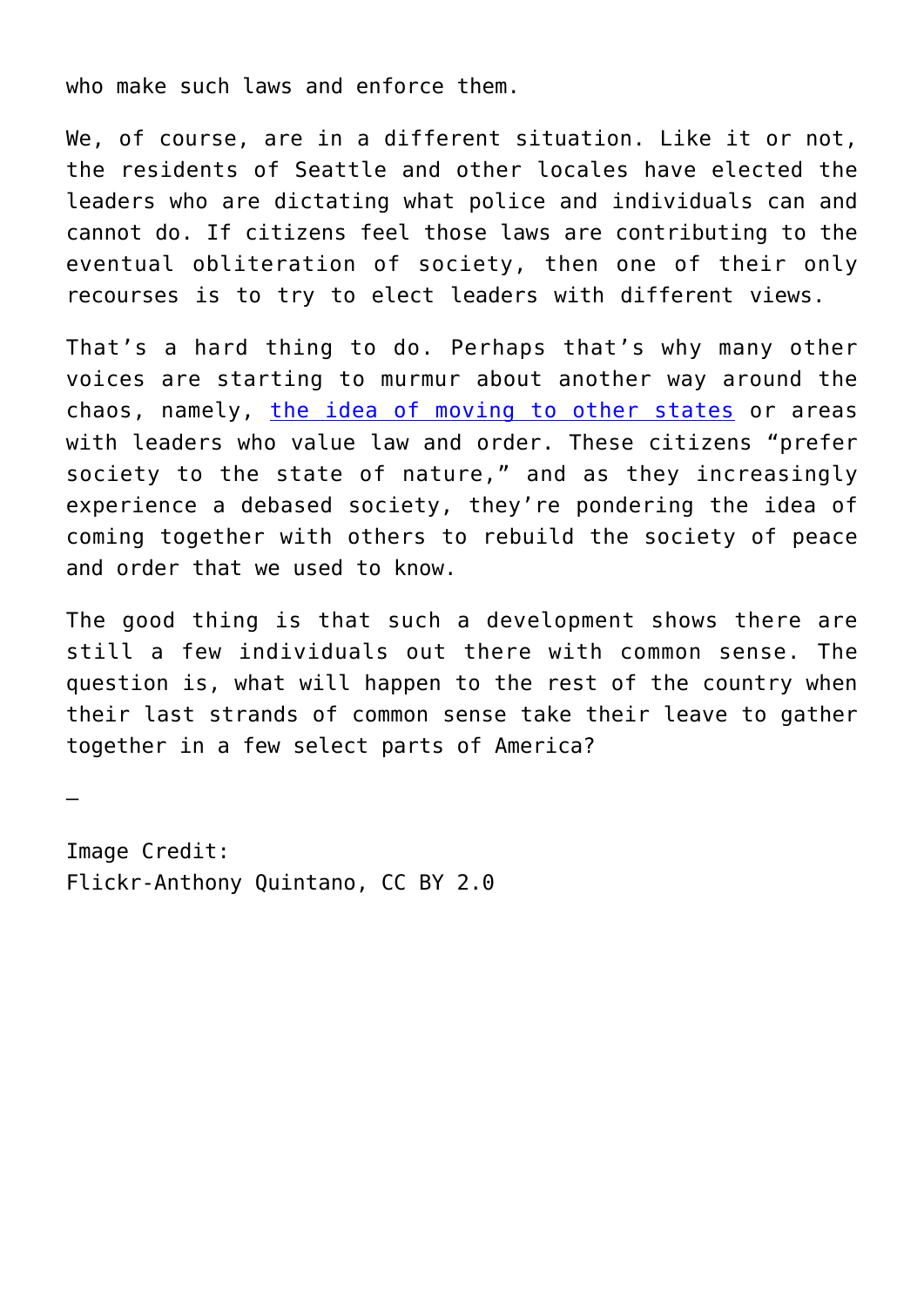who make such laws and enforce them.

We, of course, are in a different situation. Like it or not, the residents of Seattle and other locales have elected the leaders who are dictating what police and individuals can and cannot do. If citizens feel those laws are contributing to the eventual obliteration of society, then one of their only recourses is to try to elect leaders with different views.

That's a hard thing to do. Perhaps that's why many other voices are starting to murmur about another way around the chaos, namely, the idea of moving to other states or areas with leaders who value law and order. These citizens "prefer society to the state of nature," and as they increasingly experience a debased society, they're pondering the idea of coming together with others to rebuild the society of peace and order that we used to know.

The good thing is that such a development shows there are still a few individuals out there with common sense. The question is, what will happen to the rest of the country when their last strands of common sense take their leave to gather together in a few select parts of America?

—

Image Credit:
Flickr-Anthony Quintano, CC BY 2.0